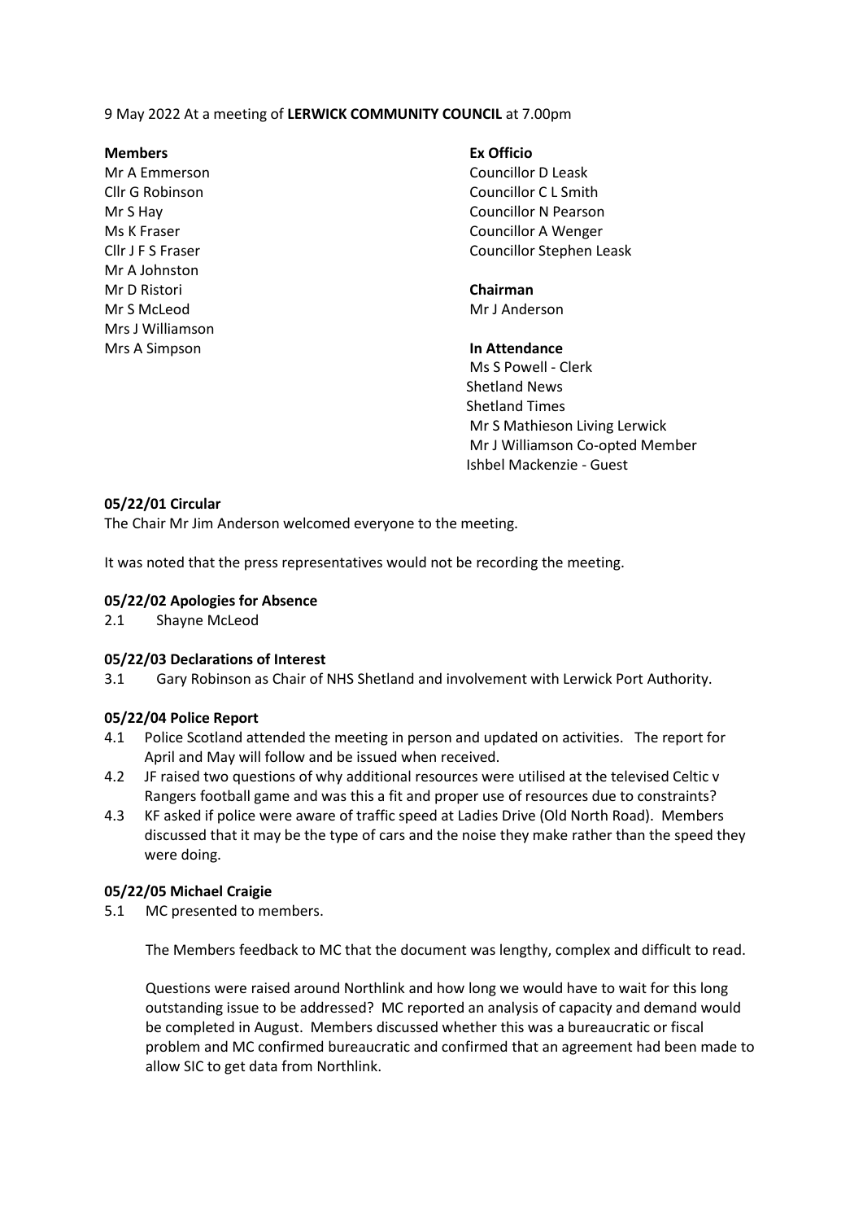9 May 2022 At a meeting of **LERWICK COMMUNITY COUNCIL** at 7.00pm

**Members**

Mr A Emmerson
Cllr G Robinson
Mr S Hay
Ms K Fraser
Cllr J F S Fraser
Mr A Johnston
Mr D Ristori
Mr S McLeod
Mrs J Williamson
Mrs A Simpson

**Ex Officio**

Councillor D Leask
Councillor C L Smith
Councillor N Pearson
Councillor A Wenger
Councillor Stephen Leask

**Chairman**

Mr J Anderson

**In Attendance**

Ms S Powell - Clerk
Shetland News
Shetland Times
Mr S Mathieson Living Lerwick
Mr J Williamson Co-opted Member
Ishbel Mackenzie - Guest

### 05/22/01 Circular

The Chair Mr Jim Anderson welcomed everyone to the meeting.

It was noted that the press representatives would not be recording the meeting.

### 05/22/02 Apologies for Absence

2.1 Shayne McLeod

### 05/22/03 Declarations of Interest

3.1 Gary Robinson as Chair of NHS Shetland and involvement with Lerwick Port Authority.

### 05/22/04 Police Report

4.1 Police Scotland attended the meeting in person and updated on activities. The report for April and May will follow and be issued when received.

4.2 JF raised two questions of why additional resources were utilised at the televised Celtic v Rangers football game and was this a fit and proper use of resources due to constraints?

4.3 KF asked if police were aware of traffic speed at Ladies Drive (Old North Road). Members discussed that it may be the type of cars and the noise they make rather than the speed they were doing.

### 05/22/05 Michael Craigie

5.1 MC presented to members.

The Members feedback to MC that the document was lengthy, complex and difficult to read.

Questions were raised around Northlink and how long we would have to wait for this long outstanding issue to be addressed? MC reported an analysis of capacity and demand would be completed in August. Members discussed whether this was a bureaucratic or fiscal problem and MC confirmed bureaucratic and confirmed that an agreement had been made to allow SIC to get data from Northlink.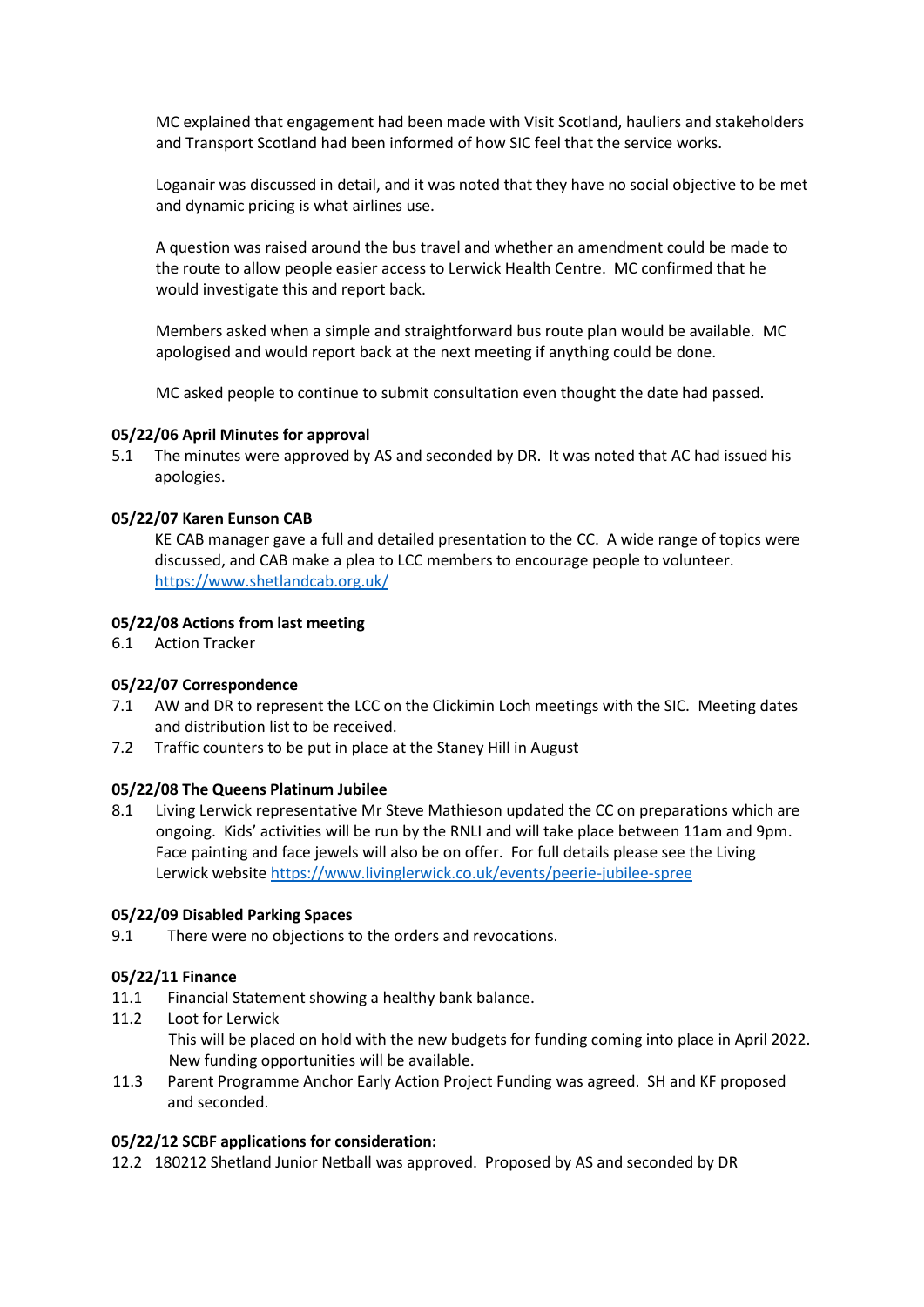MC explained that engagement had been made with Visit Scotland, hauliers and stakeholders and Transport Scotland had been informed of how SIC feel that the service works.

Loganair was discussed in detail, and it was noted that they have no social objective to be met and dynamic pricing is what airlines use.

A question was raised around the bus travel and whether an amendment could be made to the route to allow people easier access to Lerwick Health Centre. MC confirmed that he would investigate this and report back.

Members asked when a simple and straightforward bus route plan would be available. MC apologised and would report back at the next meeting if anything could be done.

MC asked people to continue to submit consultation even thought the date had passed.

**05/22/06 April Minutes for approval**

5.1 The minutes were approved by AS and seconded by DR. It was noted that AC had issued his apologies.

**05/22/07 Karen Eunson CAB**

KE CAB manager gave a full and detailed presentation to the CC. A wide range of topics were discussed, and CAB make a plea to LCC members to encourage people to volunteer. https://www.shetlandcab.org.uk/

**05/22/08 Actions from last meeting**

6.1 Action Tracker

**05/22/07 Correspondence**

7.1 AW and DR to represent the LCC on the Clickimin Loch meetings with the SIC. Meeting dates and distribution list to be received.

7.2 Traffic counters to be put in place at the Staney Hill in August

**05/22/08 The Queens Platinum Jubilee**

8.1 Living Lerwick representative Mr Steve Mathieson updated the CC on preparations which are ongoing. Kids' activities will be run by the RNLI and will take place between 11am and 9pm. Face painting and face jewels will also be on offer. For full details please see the Living Lerwick website https://www.livinglerwick.co.uk/events/peerie-jubilee-spree

**05/22/09 Disabled Parking Spaces**

9.1 There were no objections to the orders and revocations.

**05/22/11 Finance**

11.1 Financial Statement showing a healthy bank balance.

11.2 Loot for Lerwick
This will be placed on hold with the new budgets for funding coming into place in April 2022. New funding opportunities will be available.

11.3 Parent Programme Anchor Early Action Project Funding was agreed. SH and KF proposed and seconded.

**05/22/12 SCBF applications for consideration:**

12.2 180212 Shetland Junior Netball was approved. Proposed by AS and seconded by DR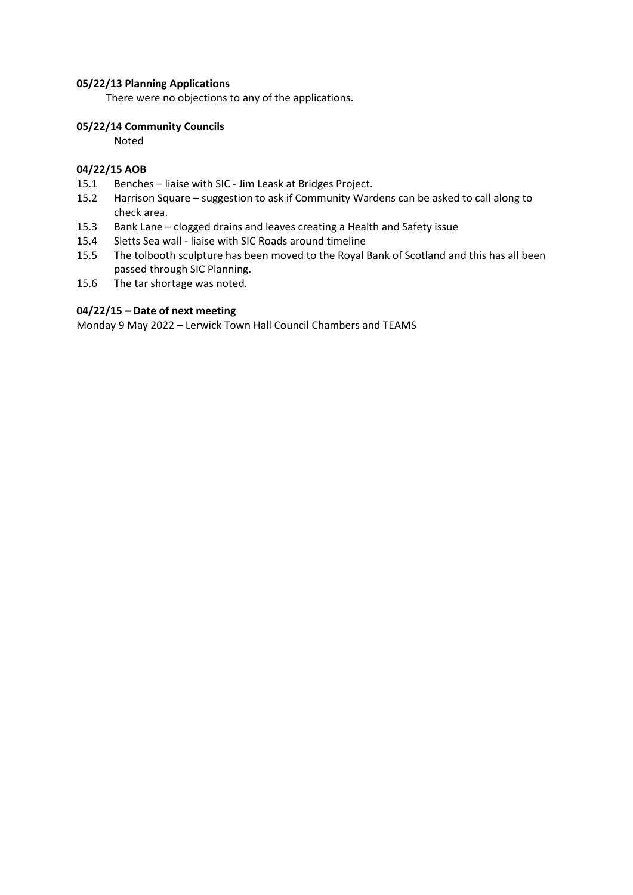**05/22/13 Planning Applications**

There were no objections to any of the applications.

**05/22/14 Community Councils**

Noted

**04/22/15 AOB**

15.1 Benches – liaise with SIC - Jim Leask at Bridges Project.

15.2 Harrison Square – suggestion to ask if Community Wardens can be asked to call along to check area.

15.3 Bank Lane – clogged drains and leaves creating a Health and Safety issue

15.4 Sletts Sea wall - liaise with SIC Roads around timeline

15.5 The tolbooth sculpture has been moved to the Royal Bank of Scotland and this has all been passed through SIC Planning.

15.6 The tar shortage was noted.

**04/22/15 – Date of next meeting**

Monday 9 May 2022 – Lerwick Town Hall Council Chambers and TEAMS